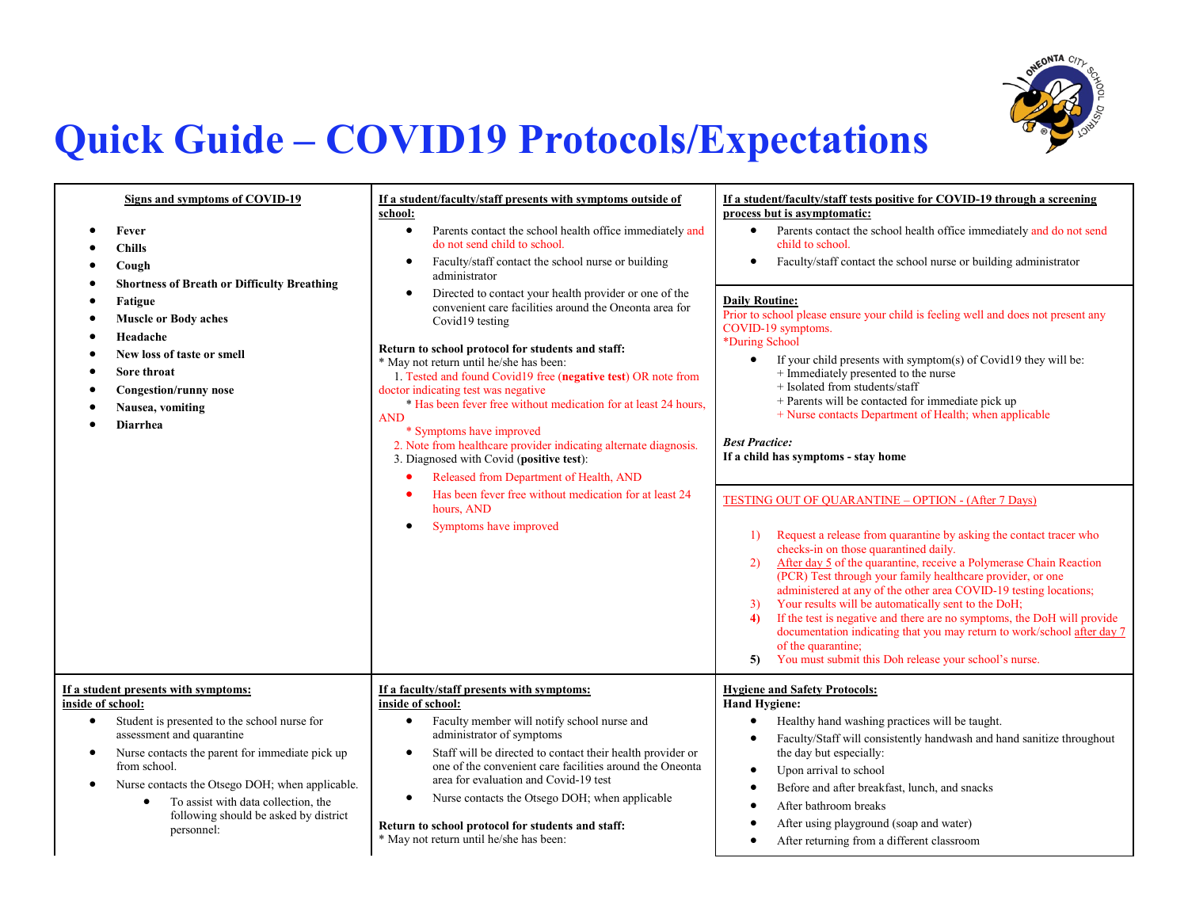# Quick Guide – COVID19 Protocols/Expectations

## Signs and symptoms of COVID-19

- **Fever**
- **Chills**
- **Cough**
- **Shortness of Breath or Difficulty Breathing**
- **Fatigue**
- **Muscle or Body aches**
- **Headache**
- **New loss of taste or smell**
- **Sore throat**
- **Congestion/runny nose**
- **Nausea, vomiting**
- **Diarrhea**

## If a student/faculty/staff presents with symptoms outside of school:

- Parents contact the school health office immediately and do not send child to school.
- Faculty/staff contact the school nurse or building administrator
- Directed to contact your health provider or one of the convenient care facilities around the Oneonta area for Covid19 testing

**Return to school protocol for students and staff:**

\* May not return until he/she has been:

1. Tested and found Covid19 free (**negative test**) OR note from doctor indicating test was negative
   - \* Has been fever free without medication for at least 24 hours, AND
   - \* Symptoms have improved
2. Note from healthcare provider indicating alternate diagnosis.
3. Diagnosed with Covid (**positive test**):
   - Released from Department of Health, AND
   - Has been fever free without medication for at least 24 hours, AND
   - Symptoms have improved

## If a student/faculty/staff tests positive for COVID-19 through a screening process but is asymptomatic:

- Parents contact the school health office immediately and do not send child to school.
- Faculty/staff contact the school nurse or building administrator

## Daily Routine:

Prior to school please ensure your child is feeling well and does not present any COVID-19 symptoms.

\*During School

- If your child presents with symptom(s) of Covid19 they will be:
  - \+ Immediately presented to the nurse
  - \+ Isolated from students/staff
  - \+ Parents will be contacted for immediate pick up
  - \+ Nurse contacts Department of Health; when applicable

***Best Practice:***

**If a child has symptoms - stay home**

## TESTING OUT OF QUARANTINE – OPTION - (After 7 Days)

1) Request a release from quarantine by asking the contact tracer who checks-in on those quarantined daily.
2) After day 5 of the quarantine, receive a Polymerase Chain Reaction (PCR) Test through your family healthcare provider, or one administered at any of the other area COVID-19 testing locations;
3) Your results will be automatically sent to the DoH;
4) If the test is negative and there are no symptoms, the DoH will provide documentation indicating that you may return to work/school after day 7 of the quarantine;
5) You must submit this Doh release your school's nurse.

## If a student presents with symptoms: inside of school:

- Student is presented to the school nurse for assessment and quarantine
- Nurse contacts the parent for immediate pick up from school.
- Nurse contacts the Otsego DOH; when applicable.
  - To assist with data collection, the following should be asked by district personnel:

## If a faculty/staff presents with symptoms: inside of school:

- Faculty member will notify school nurse and administrator of symptoms
- Staff will be directed to contact their health provider or one of the convenient care facilities around the Oneonta area for evaluation and Covid-19 test
- Nurse contacts the Otsego DOH; when applicable

**Return to school protocol for students and staff:**

\* May not return until he/she has been:

## Hygiene and Safety Protocols:

**Hand Hygiene:**

- Healthy hand washing practices will be taught.
- Faculty/Staff will consistently handwash and hand sanitize throughout the day but especially:
- Upon arrival to school
- Before and after breakfast, lunch, and snacks
- After bathroom breaks
- After using playground (soap and water)
- After returning from a different classroom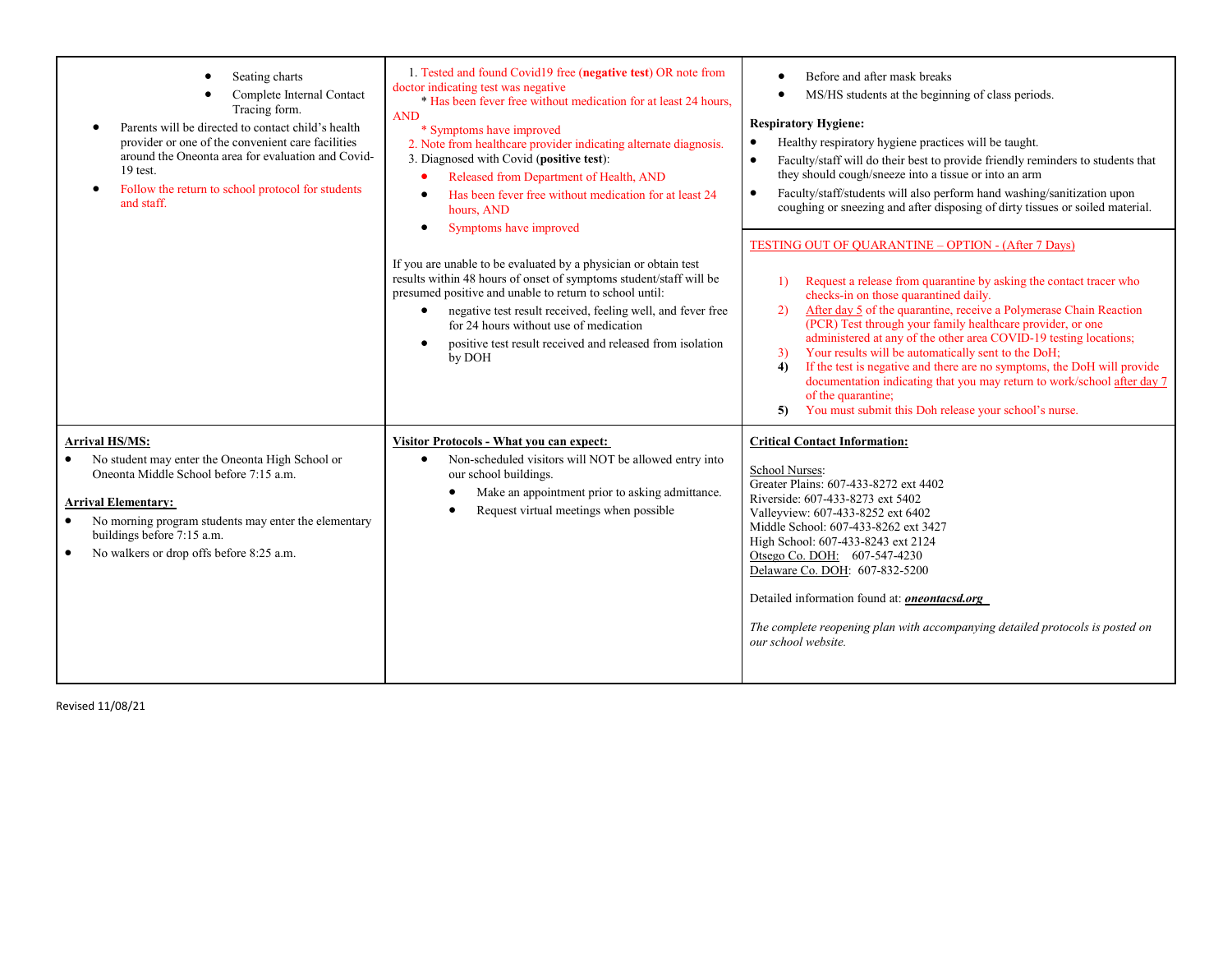| | | |
|---|---|---|
| • Seating charts<br>• Complete Internal Contact Tracing form.<br>• Parents will be directed to contact child's health provider or one of the convenient care facilities around the Oneonta area for evaluation and Covid-19 test.<br>• Follow the return to school protocol for students and staff. | 1. Tested and found Covid19 free (**negative test**) OR note from doctor indicating test was negative<br>* Has been fever free without medication for at least 24 hours, AND<br>* Symptoms have improved<br>2. Note from healthcare provider indicating alternate diagnosis.<br>3. Diagnosed with Covid (**positive test**):<br>• Released from Department of Health, AND<br>• Has been fever free without medication for at least 24 hours, AND<br>• Symptoms have improved<br><br>If you are unable to be evaluated by a physician or obtain test results within 48 hours of onset of symptoms student/staff will be presumed positive and unable to return to school until:<br>• negative test result received, feeling well, and fever free for 24 hours without use of medication<br>• positive test result received and released from isolation by DOH | • Before and after mask breaks<br>• MS/HS students at the beginning of class periods.<br><br>**Respiratory Hygiene:**<br>• Healthy respiratory hygiene practices will be taught.<br>• Faculty/staff will do their best to provide friendly reminders to students that they should cough/sneeze into a tissue or into an arm<br>• Faculty/staff/students will also perform hand washing/sanitization upon coughing or sneezing and after disposing of dirty tissues or soiled material.<br><br>TESTING OUT OF QUARANTINE – OPTION - (After 7 Days)<br><br>1) Request a release from quarantine by asking the contact tracer who checks-in on those quarantined daily.<br>2) After day 5 of the quarantine, receive a Polymerase Chain Reaction (PCR) Test through your family healthcare provider, or one administered at any of the other area COVID-19 testing locations;<br>3) Your results will be automatically sent to the DoH;<br>4) If the test is negative and there are no symptoms, the DoH will provide documentation indicating that you may return to work/school after day 7 of the quarantine;<br>5) You must submit this Doh release your school's nurse. |
| **Arrival HS/MS:**<br>• No student may enter the Oneonta High School or Oneonta Middle School before 7:15 a.m.<br><br>**Arrival Elementary:**<br>• No morning program students may enter the elementary buildings before 7:15 a.m.<br>• No walkers or drop offs before 8:25 a.m. | **Visitor Protocols - What you can expect:**<br>• Non-scheduled visitors will NOT be allowed entry into our school buildings.<br>• Make an appointment prior to asking admittance.<br>• Request virtual meetings when possible | **Critical Contact Information:**<br><br>School Nurses:<br>Greater Plains: 607-433-8272 ext 4402<br>Riverside: 607-433-8273 ext 5402<br>Valleyview: 607-433-8252 ext 6402<br>Middle School: 607-433-8262 ext 3427<br>High School: 607-433-8243 ext 2124<br>Otsego Co. DOH: 607-547-4230<br>Delaware Co. DOH: 607-832-5200<br><br>Detailed information found at: ***oneontacsd.org***<br><br>*The complete reopening plan with accompanying detailed protocols is posted on our school website.* |

Revised 11/08/21